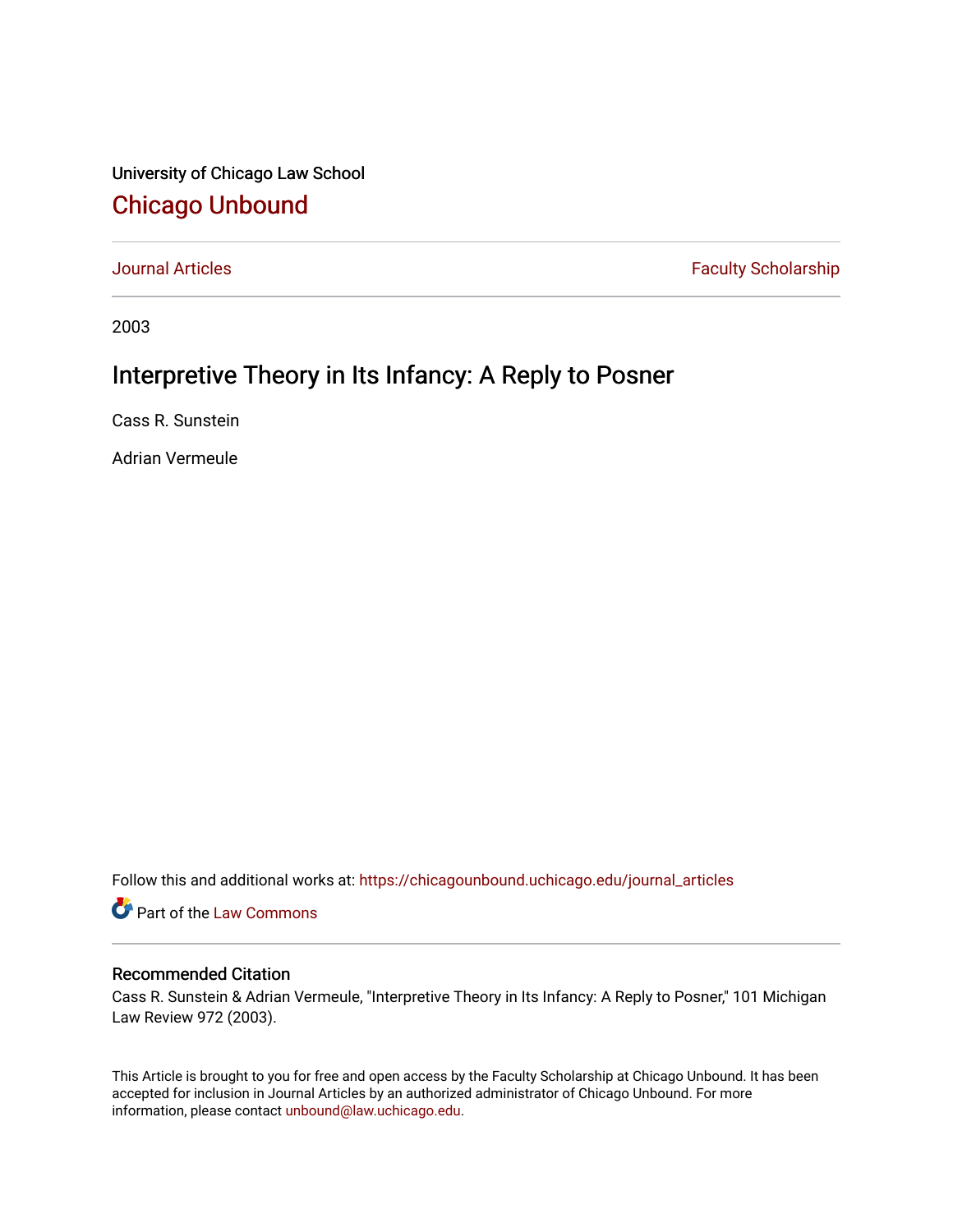University of Chicago Law School

# Chicago Unbound

Journal Articles | Faculty Scholarship

2003

# Interpretive Theory in Its Infancy: A Reply to Posner

Cass R. Sunstein

Adrian Vermeule

Follow this and additional works at: https://chicagounbound.uchicago.edu/journal_articles

Part of the Law Commons

### Recommended Citation

Cass R. Sunstein & Adrian Vermeule, "Interpretive Theory in Its Infancy: A Reply to Posner," 101 Michigan Law Review 972 (2003).

This Article is brought to you for free and open access by the Faculty Scholarship at Chicago Unbound. It has been accepted for inclusion in Journal Articles by an authorized administrator of Chicago Unbound. For more information, please contact unbound@law.uchicago.edu.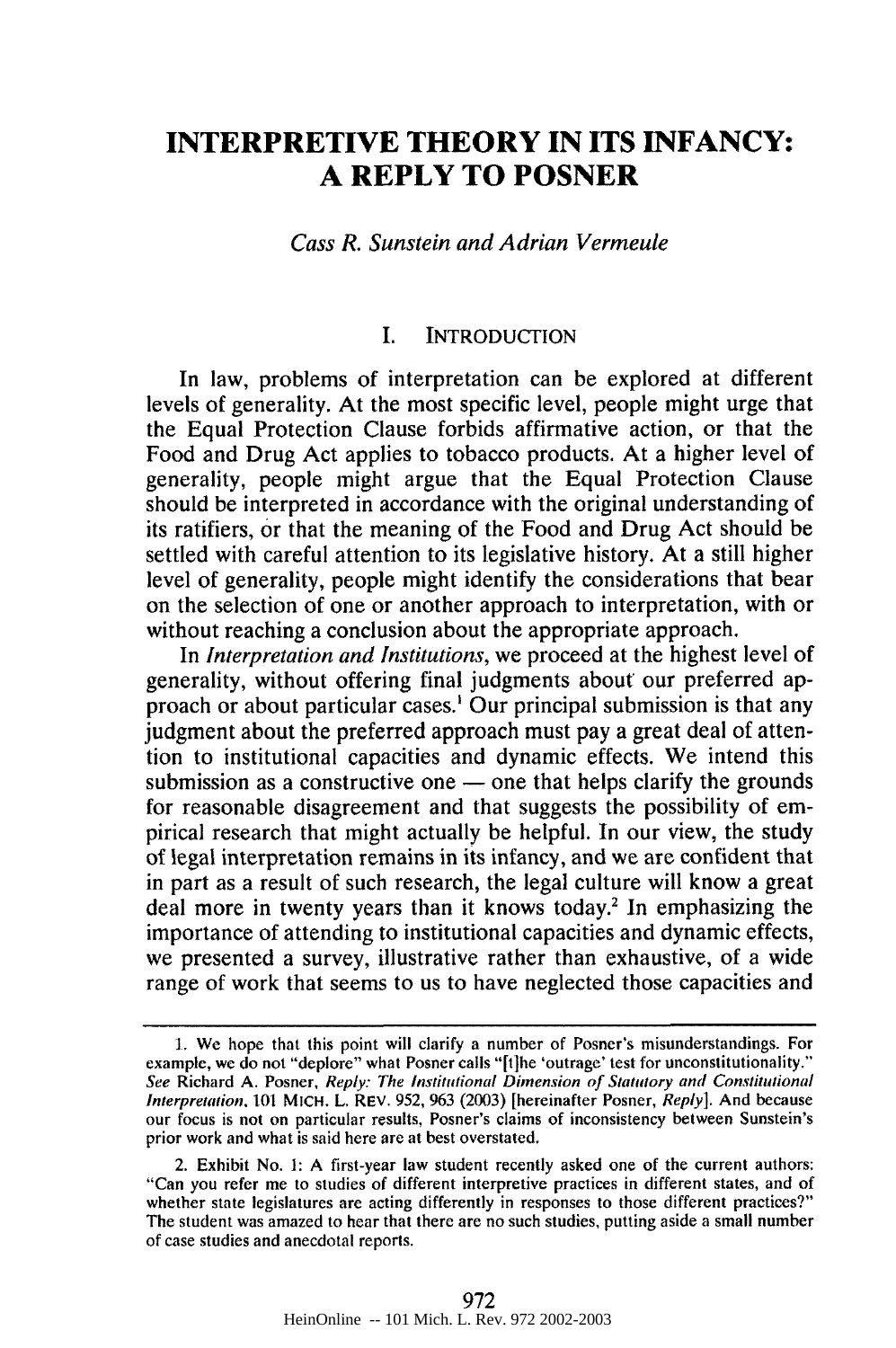# INTERPRETIVE THEORY IN ITS INFANCY: A REPLY TO POSNER

*Cass R. Sunstein and Adrian Vermeule*

## I. INTRODUCTION

In law, problems of interpretation can be explored at different levels of generality. At the most specific level, people might urge that the Equal Protection Clause forbids affirmative action, or that the Food and Drug Act applies to tobacco products. At a higher level of generality, people might argue that the Equal Protection Clause should be interpreted in accordance with the original understanding of its ratifiers, or that the meaning of the Food and Drug Act should be settled with careful attention to its legislative history. At a still higher level of generality, people might identify the considerations that bear on the selection of one or another approach to interpretation, with or without reaching a conclusion about the appropriate approach.

In *Interpretation and Institutions*, we proceed at the highest level of generality, without offering final judgments about our preferred approach or about particular cases.[1] Our principal submission is that any judgment about the preferred approach must pay a great deal of attention to institutional capacities and dynamic effects. We intend this submission as a constructive one — one that helps clarify the grounds for reasonable disagreement and that suggests the possibility of empirical research that might actually be helpful. In our view, the study of legal interpretation remains in its infancy, and we are confident that in part as a result of such research, the legal culture will know a great deal more in twenty years than it knows today.[2] In emphasizing the importance of attending to institutional capacities and dynamic effects, we presented a survey, illustrative rather than exhaustive, of a wide range of work that seems to us to have neglected those capacities and

---

1. We hope that this point will clarify a number of Posner's misunderstandings. For example, we do not "deplore" what Posner calls "[t]he 'outrage' test for unconstitutionality." *See* Richard A. Posner, *Reply: The Institutional Dimension of Statutory and Constitutional Interpretation*, 101 MICH. L. REV. 952, 963 (2003) [hereinafter Posner, *Reply*]. And because our focus is not on particular results, Posner's claims of inconsistency between Sunstein's prior work and what is said here are at best overstated.

2. Exhibit No. 1: A first-year law student recently asked one of the current authors: "Can you refer me to studies of different interpretive practices in different states, and of whether state legislatures are acting differently in responses to those different practices?" The student was amazed to hear that there are no such studies, putting aside a small number of case studies and anecdotal reports.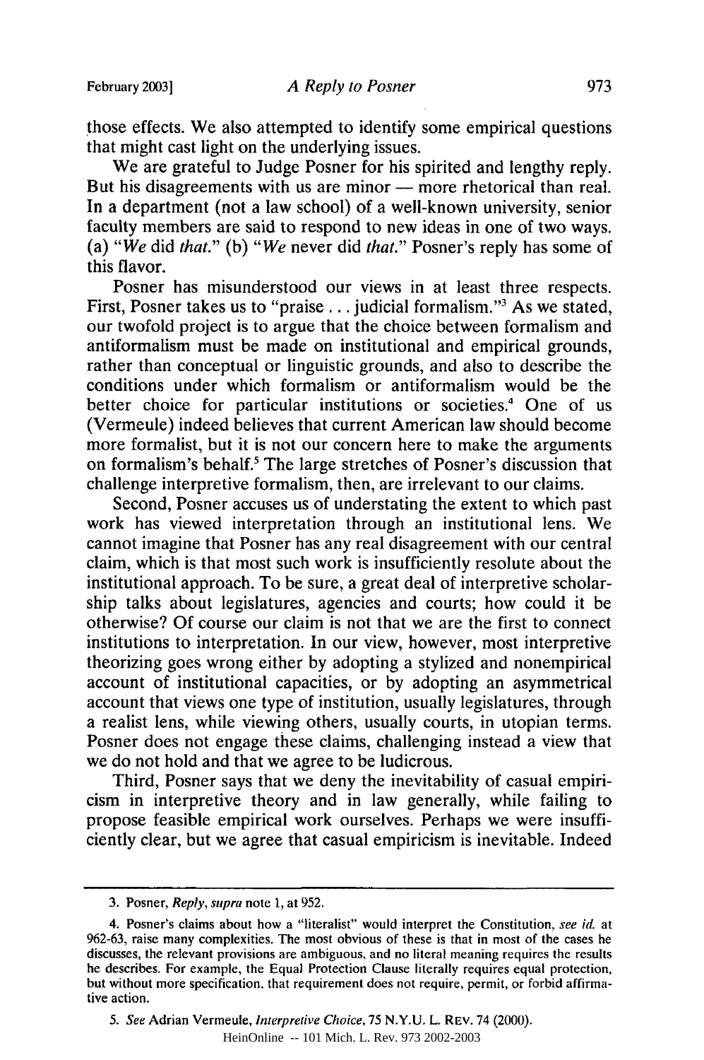those effects. We also attempted to identify some empirical questions that might cast light on the underlying issues.

We are grateful to Judge Posner for his spirited and lengthy reply. But his disagreements with us are minor — more rhetorical than real. In a department (not a law school) of a well-known university, senior faculty members are said to respond to new ideas in one of two ways. (a) "*We* did *that*." (b) "*We* never did *that*." Posner's reply has some of this flavor.

Posner has misunderstood our views in at least three respects. First, Posner takes us to "praise . . . judicial formalism."[3] As we stated, our twofold project is to argue that the choice between formalism and antiformalism must be made on institutional and empirical grounds, rather than conceptual or linguistic grounds, and also to describe the conditions under which formalism or antiformalism would be the better choice for particular institutions or societies.[4] One of us (Vermeule) indeed believes that current American law should become more formalist, but it is not our concern here to make the arguments on formalism's behalf.[5] The large stretches of Posner's discussion that challenge interpretive formalism, then, are irrelevant to our claims.

Second, Posner accuses us of understating the extent to which past work has viewed interpretation through an institutional lens. We cannot imagine that Posner has any real disagreement with our central claim, which is that most such work is insufficiently resolute about the institutional approach. To be sure, a great deal of interpretive scholarship talks about legislatures, agencies and courts; how could it be otherwise? Of course our claim is not that we are the first to connect institutions to interpretation. In our view, however, most interpretive theorizing goes wrong either by adopting a stylized and nonempirical account of institutional capacities, or by adopting an asymmetrical account that views one type of institution, usually legislatures, through a realist lens, while viewing others, usually courts, in utopian terms. Posner does not engage these claims, challenging instead a view that we do not hold and that we agree to be ludicrous.

Third, Posner says that we deny the inevitability of casual empiricism in interpretive theory and in law generally, while failing to propose feasible empirical work ourselves. Perhaps we were insufficiently clear, but we agree that casual empiricism is inevitable. Indeed

---

3. Posner, *Reply*, *supra* note 1, at 952.

4. Posner's claims about how a "literalist" would interpret the Constitution, *see id.* at 962-63, raise many complexities. The most obvious of these is that in most of the cases he discusses, the relevant provisions are ambiguous, and no literal meaning requires the results he describes. For example, the Equal Protection Clause literally requires equal protection, but without more specification, that requirement does not require, permit, or forbid affirmative action.

5. *See* Adrian Vermeule, *Interpretive Choice*, 75 N.Y.U. L. REV. 74 (2000).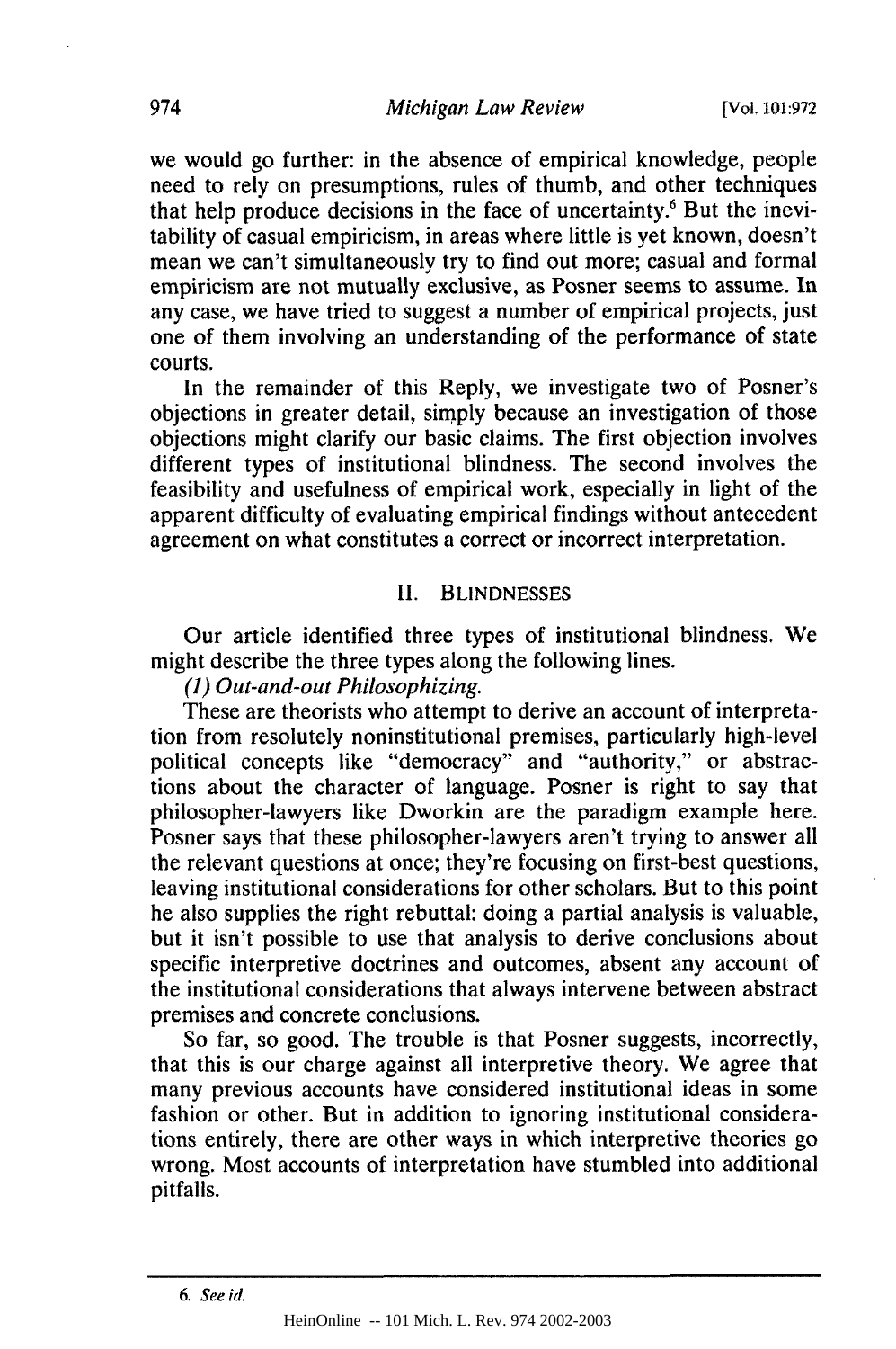we would go further: in the absence of empirical knowledge, people need to rely on presumptions, rules of thumb, and other techniques that help produce decisions in the face of uncertainty.[6] But the inevitability of casual empiricism, in areas where little is yet known, doesn't mean we can't simultaneously try to find out more; casual and formal empiricism are not mutually exclusive, as Posner seems to assume. In any case, we have tried to suggest a number of empirical projects, just one of them involving an understanding of the performance of state courts.

In the remainder of this Reply, we investigate two of Posner's objections in greater detail, simply because an investigation of those objections might clarify our basic claims. The first objection involves different types of institutional blindness. The second involves the feasibility and usefulness of empirical work, especially in light of the apparent difficulty of evaluating empirical findings without antecedent agreement on what constitutes a correct or incorrect interpretation.

## II. BLINDNESSES

Our article identified three types of institutional blindness. We might describe the three types along the following lines.

*(1) Out-and-out Philosophizing.*

These are theorists who attempt to derive an account of interpretation from resolutely noninstitutional premises, particularly high-level political concepts like "democracy" and "authority," or abstractions about the character of language. Posner is right to say that philosopher-lawyers like Dworkin are the paradigm example here. Posner says that these philosopher-lawyers aren't trying to answer all the relevant questions at once; they're focusing on first-best questions, leaving institutional considerations for other scholars. But to this point he also supplies the right rebuttal: doing a partial analysis is valuable, but it isn't possible to use that analysis to derive conclusions about specific interpretive doctrines and outcomes, absent any account of the institutional considerations that always intervene between abstract premises and concrete conclusions.

So far, so good. The trouble is that Posner suggests, incorrectly, that this is our charge against all interpretive theory. We agree that many previous accounts have considered institutional ideas in some fashion or other. But in addition to ignoring institutional considerations entirely, there are other ways in which interpretive theories go wrong. Most accounts of interpretation have stumbled into additional pitfalls.

6. *See id.*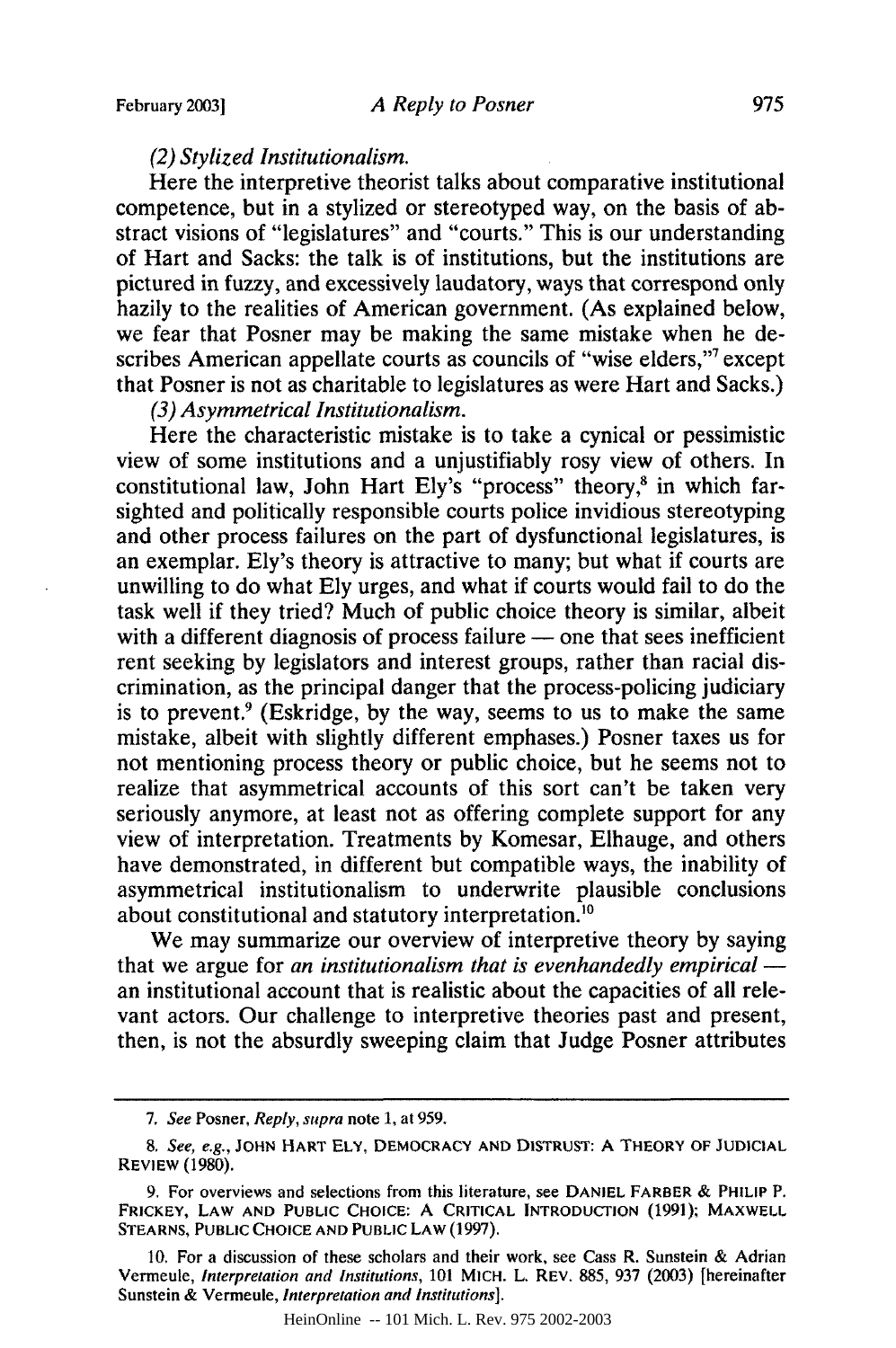*(2) Stylized Institutionalism.*

Here the interpretive theorist talks about comparative institutional competence, but in a stylized or stereotyped way, on the basis of abstract visions of "legislatures" and "courts." This is our understanding of Hart and Sacks: the talk is of institutions, but the institutions are pictured in fuzzy, and excessively laudatory, ways that correspond only hazily to the realities of American government. (As explained below, we fear that Posner may be making the same mistake when he describes American appellate courts as councils of "wise elders,"[7] except that Posner is not as charitable to legislatures as were Hart and Sacks.)

*(3) Asymmetrical Institutionalism.*

Here the characteristic mistake is to take a cynical or pessimistic view of some institutions and a unjustifiably rosy view of others. In constitutional law, John Hart Ely's "process" theory,[8] in which far-sighted and politically responsible courts police invidious stereotyping and other process failures on the part of dysfunctional legislatures, is an exemplar. Ely's theory is attractive to many; but what if courts are unwilling to do what Ely urges, and what if courts would fail to do the task well if they tried? Much of public choice theory is similar, albeit with a different diagnosis of process failure — one that sees inefficient rent seeking by legislators and interest groups, rather than racial discrimination, as the principal danger that the process-policing judiciary is to prevent.[9] (Eskridge, by the way, seems to us to make the same mistake, albeit with slightly different emphases.) Posner taxes us for not mentioning process theory or public choice, but he seems not to realize that asymmetrical accounts of this sort can't be taken very seriously anymore, at least not as offering complete support for any view of interpretation. Treatments by Komesar, Elhauge, and others have demonstrated, in different but compatible ways, the inability of asymmetrical institutionalism to underwrite plausible conclusions about constitutional and statutory interpretation.[10]

We may summarize our overview of interpretive theory by saying that we argue for *an institutionalism that is evenhandedly empirical* — an institutional account that is realistic about the capacities of all relevant actors. Our challenge to interpretive theories past and present, then, is not the absurdly sweeping claim that Judge Posner attributes

---

7. *See* Posner, *Reply*, *supra* note 1, at 959.

8. *See, e.g.*, JOHN HART ELY, DEMOCRACY AND DISTRUST: A THEORY OF JUDICIAL REVIEW (1980).

9. For overviews and selections from this literature, see DANIEL FARBER & PHILIP P. FRICKEY, LAW AND PUBLIC CHOICE: A CRITICAL INTRODUCTION (1991); MAXWELL STEARNS, PUBLIC CHOICE AND PUBLIC LAW (1997).

10. For a discussion of these scholars and their work, see Cass R. Sunstein & Adrian Vermeule, *Interpretation and Institutions*, 101 MICH. L. REV. 885, 937 (2003) [hereinafter Sunstein & Vermeule, *Interpretation and Institutions*].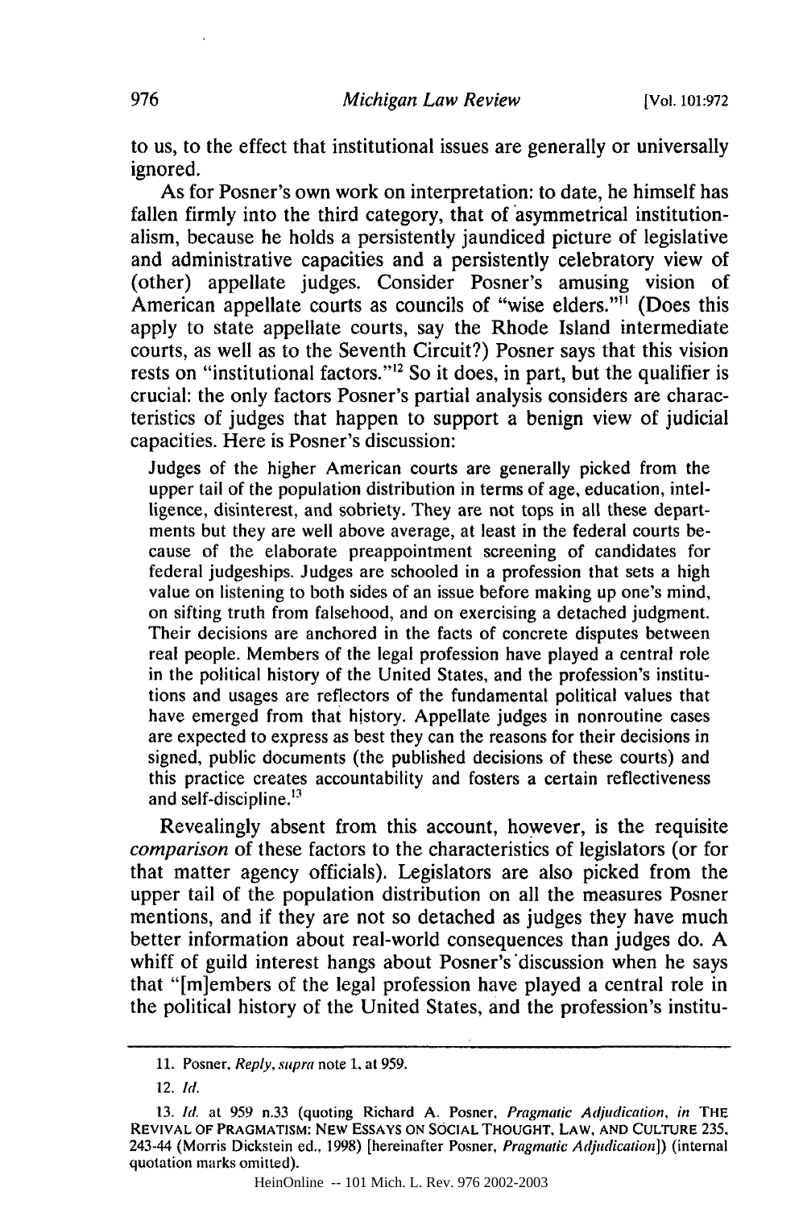to us, to the effect that institutional issues are generally or universally ignored.

As for Posner's own work on interpretation: to date, he himself has fallen firmly into the third category, that of asymmetrical institutionalism, because he holds a persistently jaundiced picture of legislative and administrative capacities and a persistently celebratory view of (other) appellate judges. Consider Posner's amusing vision of American appellate courts as councils of "wise elders."[11] (Does this apply to state appellate courts, say the Rhode Island intermediate courts, as well as to the Seventh Circuit?) Posner says that this vision rests on "institutional factors."[12] So it does, in part, but the qualifier is crucial: the only factors Posner's partial analysis considers are characteristics of judges that happen to support a benign view of judicial capacities. Here is Posner's discussion:

> Judges of the higher American courts are generally picked from the upper tail of the population distribution in terms of age, education, intelligence, disinterest, and sobriety. They are not tops in all these departments but they are well above average, at least in the federal courts because of the elaborate preappointment screening of candidates for federal judgeships. Judges are schooled in a profession that sets a high value on listening to both sides of an issue before making up one's mind, on sifting truth from falsehood, and on exercising a detached judgment. Their decisions are anchored in the facts of concrete disputes between real people. Members of the legal profession have played a central role in the political history of the United States, and the profession's institutions and usages are reflectors of the fundamental political values that have emerged from that history. Appellate judges in nonroutine cases are expected to express as best they can the reasons for their decisions in signed, public documents (the published decisions of these courts) and this practice creates accountability and fosters a certain reflectiveness and self-discipline.[13]

Revealingly absent from this account, however, is the requisite *comparison* of these factors to the characteristics of legislators (or for that matter agency officials). Legislators are also picked from the upper tail of the population distribution on all the measures Posner mentions, and if they are not so detached as judges they have much better information about real-world consequences than judges do. A whiff of guild interest hangs about Posner's discussion when he says that "[m]embers of the legal profession have played a central role in the political history of the United States, and the profession's institu-

---

11. Posner, *Reply*, *supra* note 1, at 959.

12. *Id.*

13. *Id.* at 959 n.33 (quoting Richard A. Posner, *Pragmatic Adjudication*, *in* THE REVIVAL OF PRAGMATISM: NEW ESSAYS ON SOCIAL THOUGHT, LAW, AND CULTURE 235, 243-44 (Morris Dickstein ed., 1998) [hereinafter Posner, *Pragmatic Adjudication*]) (internal quotation marks omitted).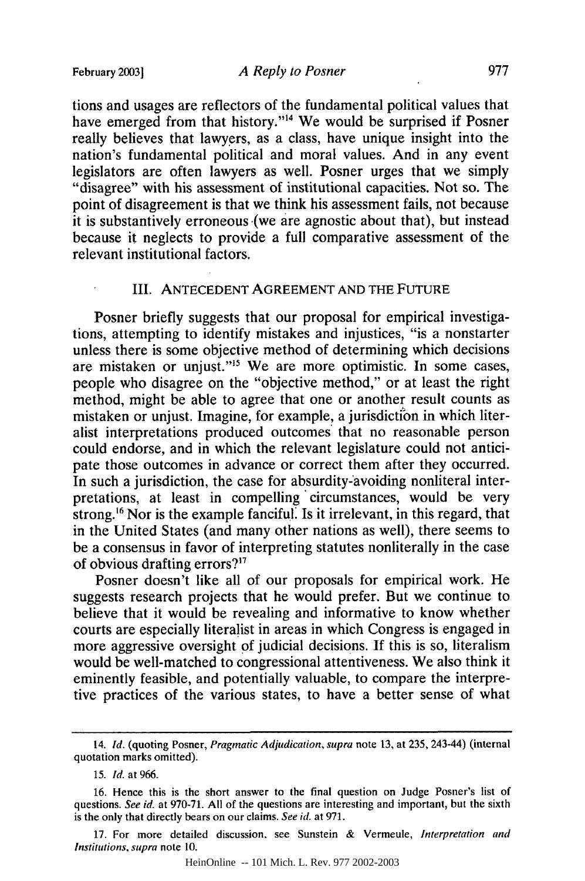tions and usages are reflectors of the fundamental political values that have emerged from that history."[14] We would be surprised if Posner really believes that lawyers, as a class, have unique insight into the nation's fundamental political and moral values. And in any event legislators are often lawyers as well. Posner urges that we simply "disagree" with his assessment of institutional capacities. Not so. The point of disagreement is that we think his assessment fails, not because it is substantively erroneous (we are agnostic about that), but instead because it neglects to provide a full comparative assessment of the relevant institutional factors.

## III. ANTECEDENT AGREEMENT AND THE FUTURE

Posner briefly suggests that our proposal for empirical investigations, attempting to identify mistakes and injustices, "is a nonstarter unless there is some objective method of determining which decisions are mistaken or unjust."[15] We are more optimistic. In some cases, people who disagree on the "objective method," or at least the right method, might be able to agree that one or another result counts as mistaken or unjust. Imagine, for example, a jurisdiction in which literalist interpretations produced outcomes that no reasonable person could endorse, and in which the relevant legislature could not anticipate those outcomes in advance or correct them after they occurred. In such a jurisdiction, the case for absurdity-avoiding nonliteral interpretations, at least in compelling circumstances, would be very strong.[16] Nor is the example fanciful. Is it irrelevant, in this regard, that in the United States (and many other nations as well), there seems to be a consensus in favor of interpreting statutes nonliterally in the case of obvious drafting errors?[17]

Posner doesn't like all of our proposals for empirical work. He suggests research projects that he would prefer. But we continue to believe that it would be revealing and informative to know whether courts are especially literalist in areas in which Congress is engaged in more aggressive oversight of judicial decisions. If this is so, literalism would be well-matched to congressional attentiveness. We also think it eminently feasible, and potentially valuable, to compare the interpretive practices of the various states, to have a better sense of what

---

14. *Id.* (quoting Posner, *Pragmatic Adjudication*, *supra* note 13, at 235, 243-44) (internal quotation marks omitted).

15. *Id.* at 966.

16. Hence this is the short answer to the final question on Judge Posner's list of questions. *See id.* at 970-71. All of the questions are interesting and important, but the sixth is the only that directly bears on our claims. *See id.* at 971.

17. For more detailed discussion, see Sunstein & Vermeule, *Interpretation and Institutions*, *supra* note 10.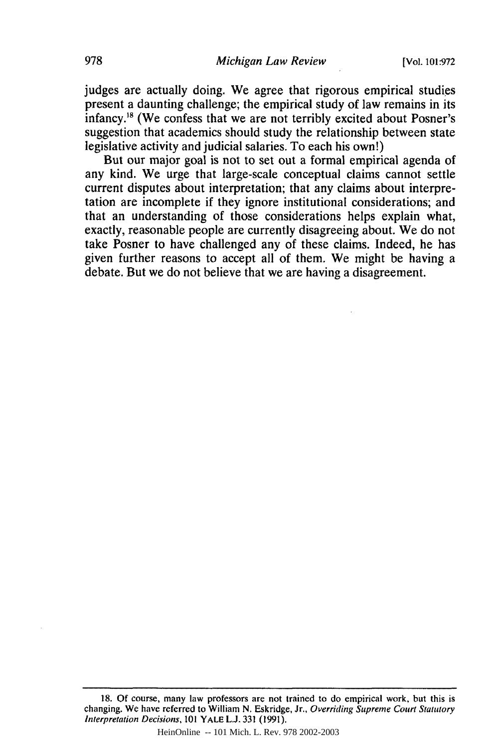judges are actually doing. We agree that rigorous empirical studies present a daunting challenge; the empirical study of law remains in its infancy.[18] (We confess that we are not terribly excited about Posner's suggestion that academics should study the relationship between state legislative activity and judicial salaries. To each his own!)

But our major goal is not to set out a formal empirical agenda of any kind. We urge that large-scale conceptual claims cannot settle current disputes about interpretation; that any claims about interpretation are incomplete if they ignore institutional considerations; and that an understanding of those considerations helps explain what, exactly, reasonable people are currently disagreeing about. We do not take Posner to have challenged any of these claims. Indeed, he has given further reasons to accept all of them. We might be having a debate. But we do not believe that we are having a disagreement.

---

18. Of course, many law professors are not trained to do empirical work, but this is changing. We have referred to William N. Eskridge, Jr., *Overriding Supreme Court Statutory Interpretation Decisions*, 101 YALE L.J. 331 (1991).